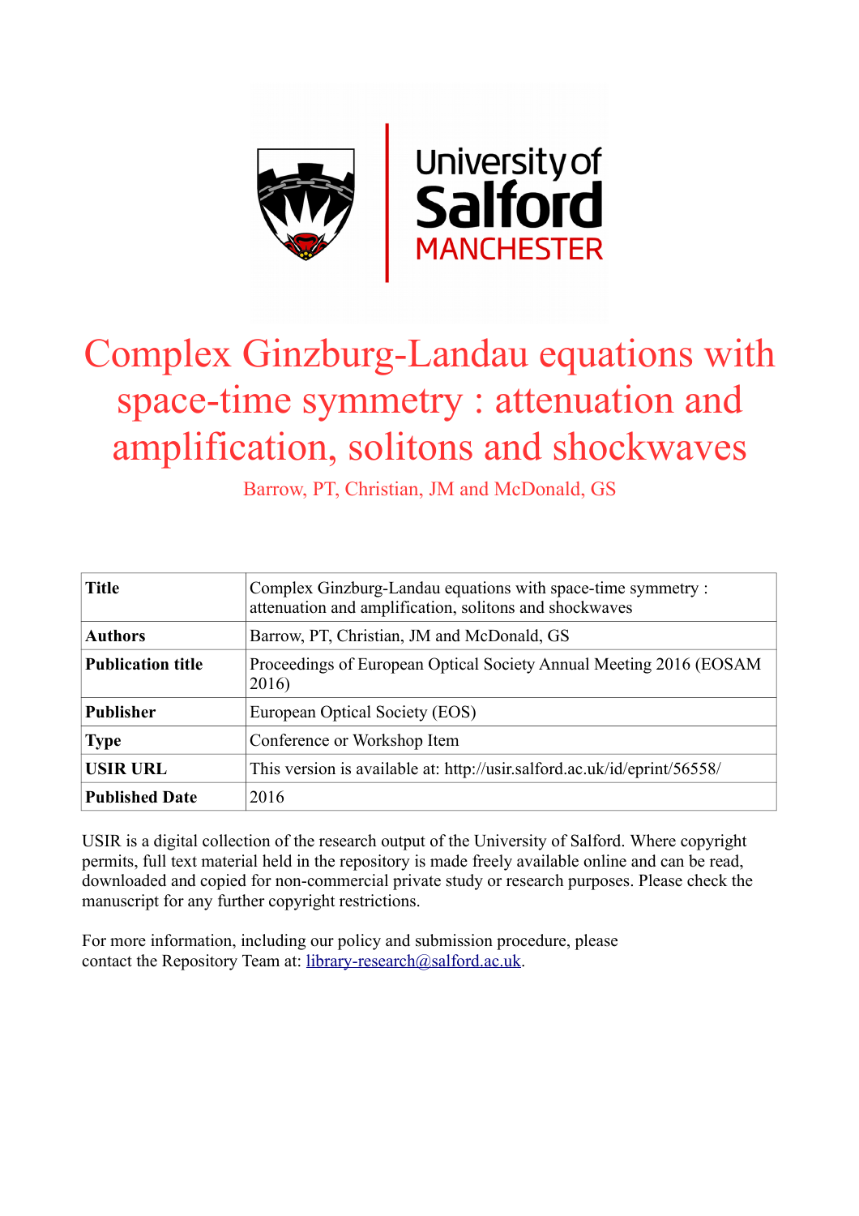# Complex Ginzburg-Landau equations with space-time symmetry : attenuation and amplification, solitons and shockwaves

Barrow, PT, Christian, JM and McDonald, GS

| **Title** | Complex Ginzburg-Landau equations with space-time symmetry : attenuation and amplification, solitons and shockwaves |
|---|---|
| **Authors** | Barrow, PT, Christian, JM and McDonald, GS |
| **Publication title** | Proceedings of European Optical Society Annual Meeting 2016 (EOSAM 2016) |
| **Publisher** | European Optical Society (EOS) |
| **Type** | Conference or Workshop Item |
| **USIR URL** | This version is available at: http://usir.salford.ac.uk/id/eprint/56558/ |
| **Published Date** | 2016 |

USIR is a digital collection of the research output of the University of Salford. Where copyright permits, full text material held in the repository is made freely available online and can be read, downloaded and copied for non-commercial private study or research purposes. Please check the manuscript for any further copyright restrictions.

For more information, including our policy and submission procedure, please contact the Repository Team at: library-research@salford.ac.uk.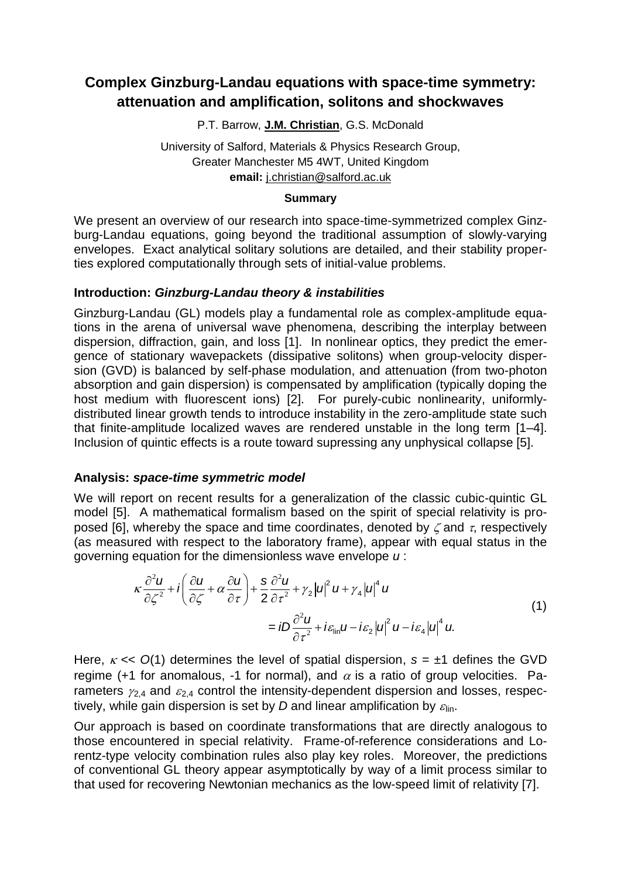# Complex Ginzburg-Landau equations with space-time symmetry: attenuation and amplification, solitons and shockwaves

P.T. Barrow, **J.M. Christian**, G.S. McDonald

University of Salford, Materials & Physics Research Group,
Greater Manchester M5 4WT, United Kingdom
**email:** j.christian@salford.ac.uk

**Summary**

We present an overview of our research into space-time-symmetrized complex Ginzburg-Landau equations, going beyond the traditional assumption of slowly-varying envelopes. Exact analytical solitary solutions are detailed, and their stability properties explored computationally through sets of initial-value problems.

### Introduction: *Ginzburg-Landau theory & instabilities*

Ginzburg-Landau (GL) models play a fundamental role as complex-amplitude equations in the arena of universal wave phenomena, describing the interplay between dispersion, diffraction, gain, and loss [1]. In nonlinear optics, they predict the emergence of stationary wavepackets (dissipative solitons) when group-velocity dispersion (GVD) is balanced by self-phase modulation, and attenuation (from two-photon absorption and gain dispersion) is compensated by amplification (typically doping the host medium with fluorescent ions) [2]. For purely-cubic nonlinearity, uniformly-distributed linear growth tends to introduce instability in the zero-amplitude state such that finite-amplitude localized waves are rendered unstable in the long term [1–4]. Inclusion of quintic effects is a route toward supressing any unphysical collapse [5].

### Analysis: *space-time symmetric model*

We will report on recent results for a generalization of the classic cubic-quintic GL model [5]. A mathematical formalism based on the spirit of special relativity is proposed [6], whereby the space and time coordinates, denoted by $\zeta$ and $\tau$, respectively (as measured with respect to the laboratory frame), appear with equal status in the governing equation for the dimensionless wave envelope $u$ :

$$\kappa\frac{\partial^2 u}{\partial\zeta^2}+i\left(\frac{\partial u}{\partial\zeta}+\alpha\frac{\partial u}{\partial\tau}\right)+\frac{s}{2}\frac{\partial^2 u}{\partial\tau^2}+\gamma_2|u|^2u+\gamma_4|u|^4u$$
$$=iD\frac{\partial^2 u}{\partial\tau^2}+i\varepsilon_{\text{lin}}u-i\varepsilon_2|u|^2u-i\varepsilon_4|u|^4u. \tag{1}$$

Here, $\kappa << O(1)$ determines the level of spatial dispersion, $s = \pm 1$ defines the GVD regime (+1 for anomalous, -1 for normal), and $\alpha$ is a ratio of group velocities. Parameters $\gamma_{2,4}$ and $\varepsilon_{2,4}$ control the intensity-dependent dispersion and losses, respectively, while gain dispersion is set by $D$ and linear amplification by $\varepsilon_{\text{lin}}$.

Our approach is based on coordinate transformations that are directly analogous to those encountered in special relativity. Frame-of-reference considerations and Lorentz-type velocity combination rules also play key roles. Moreover, the predictions of conventional GL theory appear asymptotically by way of a limit process similar to that used for recovering Newtonian mechanics as the low-speed limit of relativity [7].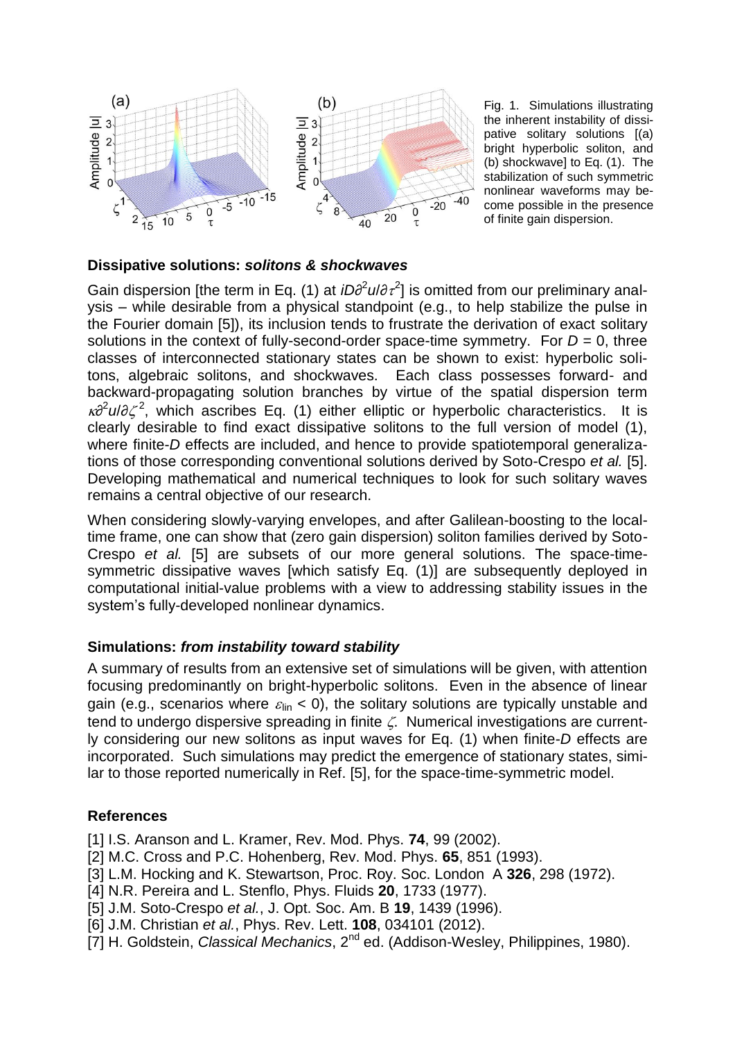(a)

Amplitude |u|

3
2
1
0

ζ 1
2

15 10 5 0 -5 -10 -15
τ

(b)

Amplitude |u|

3
2
1
0

ζ 4
8

40 20 0 -20 -40
τ

Fig. 1. Simulations illustrating the inherent instability of dissipative solitary solutions [(a) bright hyperbolic soliton, and (b) shockwave] to Eq. (1). The stabilization of such symmetric nonlinear waveforms may become possible in the presence of finite gain dispersion.

**Dissipative solutions: *solitons & shockwaves***

Gain dispersion [the term in Eq. (1) at $iD\partial^2 u/\partial\tau^2$] is omitted from our preliminary analysis – while desirable from a physical standpoint (e.g., to help stabilize the pulse in the Fourier domain [5]), its inclusion tends to frustrate the derivation of exact solitary solutions in the context of fully-second-order space-time symmetry. For $D = 0$, three classes of interconnected stationary states can be shown to exist: hyperbolic solitons, algebraic solitons, and shockwaves. Each class possesses forward- and backward-propagating solution branches by virtue of the spatial dispersion term $\kappa\partial^2 u/\partial\zeta^2$, which ascribes Eq. (1) either elliptic or hyperbolic characteristics. It is clearly desirable to find exact dissipative solitons to the full version of model (1), where finite-$D$ effects are included, and hence to provide spatiotemporal generalizations of those corresponding conventional solutions derived by Soto-Crespo *et al.* [5]. Developing mathematical and numerical techniques to look for such solitary waves remains a central objective of our research.

When considering slowly-varying envelopes, and after Galilean-boosting to the local-time frame, one can show that (zero gain dispersion) soliton families derived by Soto-Crespo *et al.* [5] are subsets of our more general solutions. The space-time-symmetric dissipative waves [which satisfy Eq. (1)] are subsequently deployed in computational initial-value problems with a view to addressing stability issues in the system's fully-developed nonlinear dynamics.

**Simulations: *from instability toward stability***

A summary of results from an extensive set of simulations will be given, with attention focusing predominantly on bright-hyperbolic solitons. Even in the absence of linear gain (e.g., scenarios where $\varepsilon_{\text{lin}} < 0$), the solitary solutions are typically unstable and tend to undergo dispersive spreading in finite $\zeta$. Numerical investigations are currently considering our new solitons as input waves for Eq. (1) when finite-$D$ effects are incorporated. Such simulations may predict the emergence of stationary states, similar to those reported numerically in Ref. [5], for the space-time-symmetric model.

**References**

[1] I.S. Aranson and L. Kramer, Rev. Mod. Phys. **74**, 99 (2002).
[2] M.C. Cross and P.C. Hohenberg, Rev. Mod. Phys. **65**, 851 (1993).
[3] L.M. Hocking and K. Stewartson, Proc. Roy. Soc. London A **326**, 298 (1972).
[4] N.R. Pereira and L. Stenflo, Phys. Fluids **20**, 1733 (1977).
[5] J.M. Soto-Crespo *et al.*, J. Opt. Soc. Am. B **19**, 1439 (1996).
[6] J.M. Christian *et al.*, Phys. Rev. Lett. **108**, 034101 (2012).
[7] H. Goldstein, *Classical Mechanics*, 2nd ed. (Addison-Wesley, Philippines, 1980).